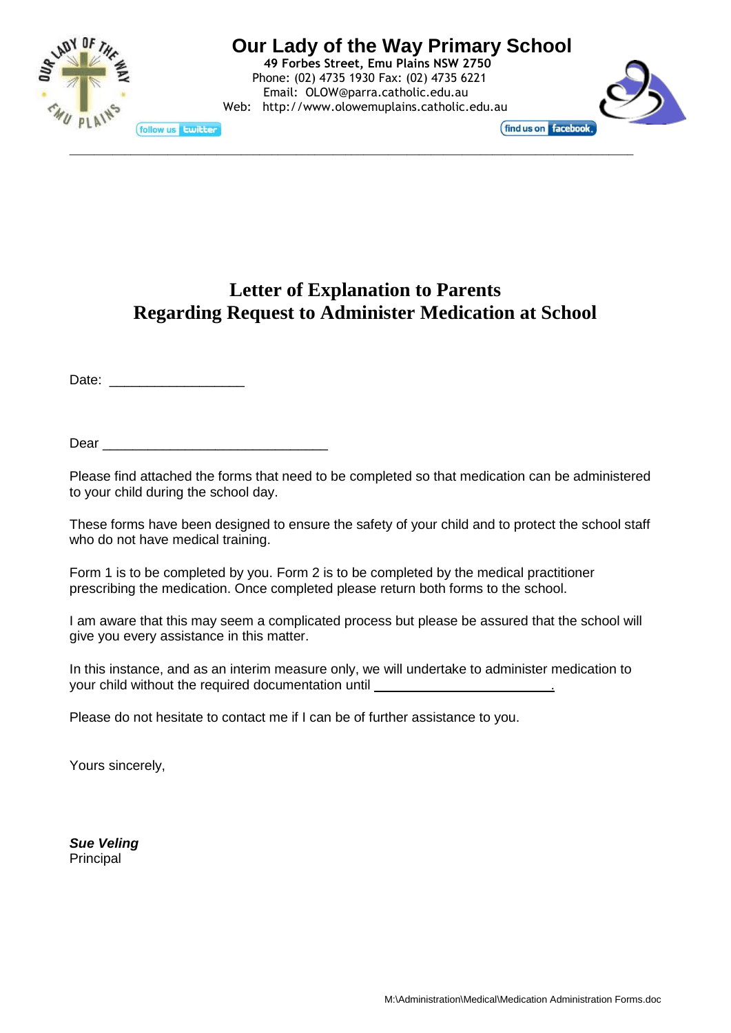# Our Lady of the Way Primary School

**49 Forbes Street, Emu Plains NSW 2750**
Phone: (02) 4735 1930 Fax: (02) 4735 6221
Email: OLOW@parra.catholic.edu.au
Web: http://www.olowemuplains.catholic.edu.au

follow us twitter

find us on facebook

---

## Letter of Explanation to Parents
## Regarding Request to Administer Medication at School

Date: ___________________

Dear _______________________________

Please find attached the forms that need to be completed so that medication can be administered to your child during the school day.

These forms have been designed to ensure the safety of your child and to protect the school staff who do not have medical training.

Form 1 is to be completed by you. Form 2 is to be completed by the medical practitioner prescribing the medication. Once completed please return both forms to the school.

I am aware that this may seem a complicated process but please be assured that the school will give you every assistance in this matter.

In this instance, and as an interim measure only, we will undertake to administer medication to your child without the required documentation until _________________________.

Please do not hesitate to contact me if I can be of further assistance to you.

Yours sincerely,

***Sue Veling***
Principal

M:\Administration\Medical\Medication Administration Forms.doc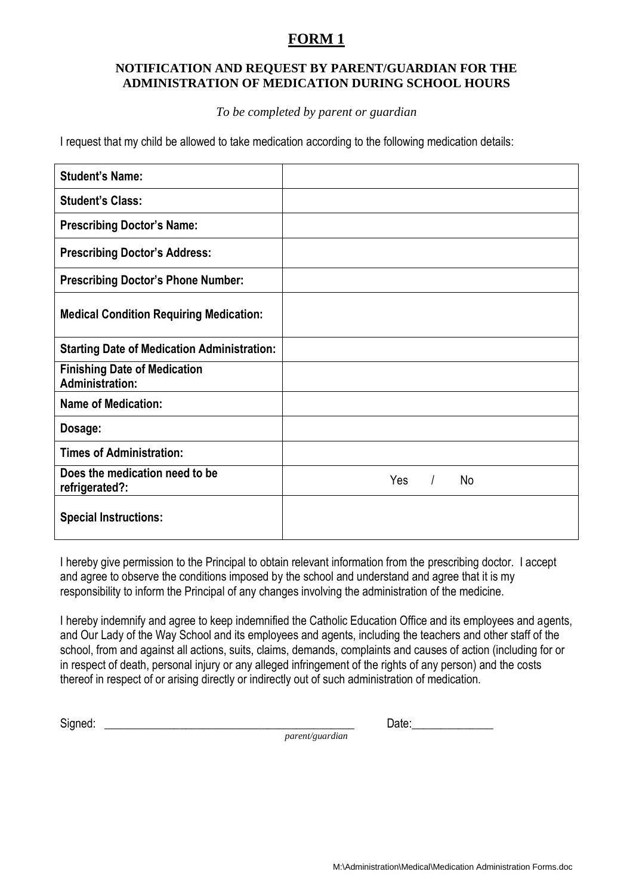# FORM 1

## NOTIFICATION AND REQUEST BY PARENT/GUARDIAN FOR THE ADMINISTRATION OF MEDICATION DURING SCHOOL HOURS

*To be completed by parent or guardian*

I request that my child be allowed to take medication according to the following medication details:

| | |
|---|---|
| **Student's Name:** | |
| **Student's Class:** | |
| **Prescribing Doctor's Name:** | |
| **Prescribing Doctor's Address:** | |
| **Prescribing Doctor's Phone Number:** | |
| **Medical Condition Requiring Medication:** | |
| **Starting Date of Medication Administration:** | |
| **Finishing Date of Medication Administration:** | |
| **Name of Medication:** | |
| **Dosage:** | |
| **Times of Administration:** | |
| **Does the medication need to be refrigerated?:** | Yes / No |
| **Special Instructions:** | |

I hereby give permission to the Principal to obtain relevant information from the prescribing doctor. I accept and agree to observe the conditions imposed by the school and understand and agree that it is my responsibility to inform the Principal of any changes involving the administration of the medicine.

I hereby indemnify and agree to keep indemnified the Catholic Education Office and its employees and agents, and Our Lady of the Way School and its employees and agents, including the teachers and other staff of the school, from and against all actions, suits, claims, demands, complaints and causes of action (including for or in respect of death, personal injury or any alleged infringement of the rights of any person) and the costs thereof in respect of or arising directly or indirectly out of such administration of medication.

Signed: ____________________________________________ Date:______________
*parent/guardian*

M:\Administration\Medical\Medication Administration Forms.doc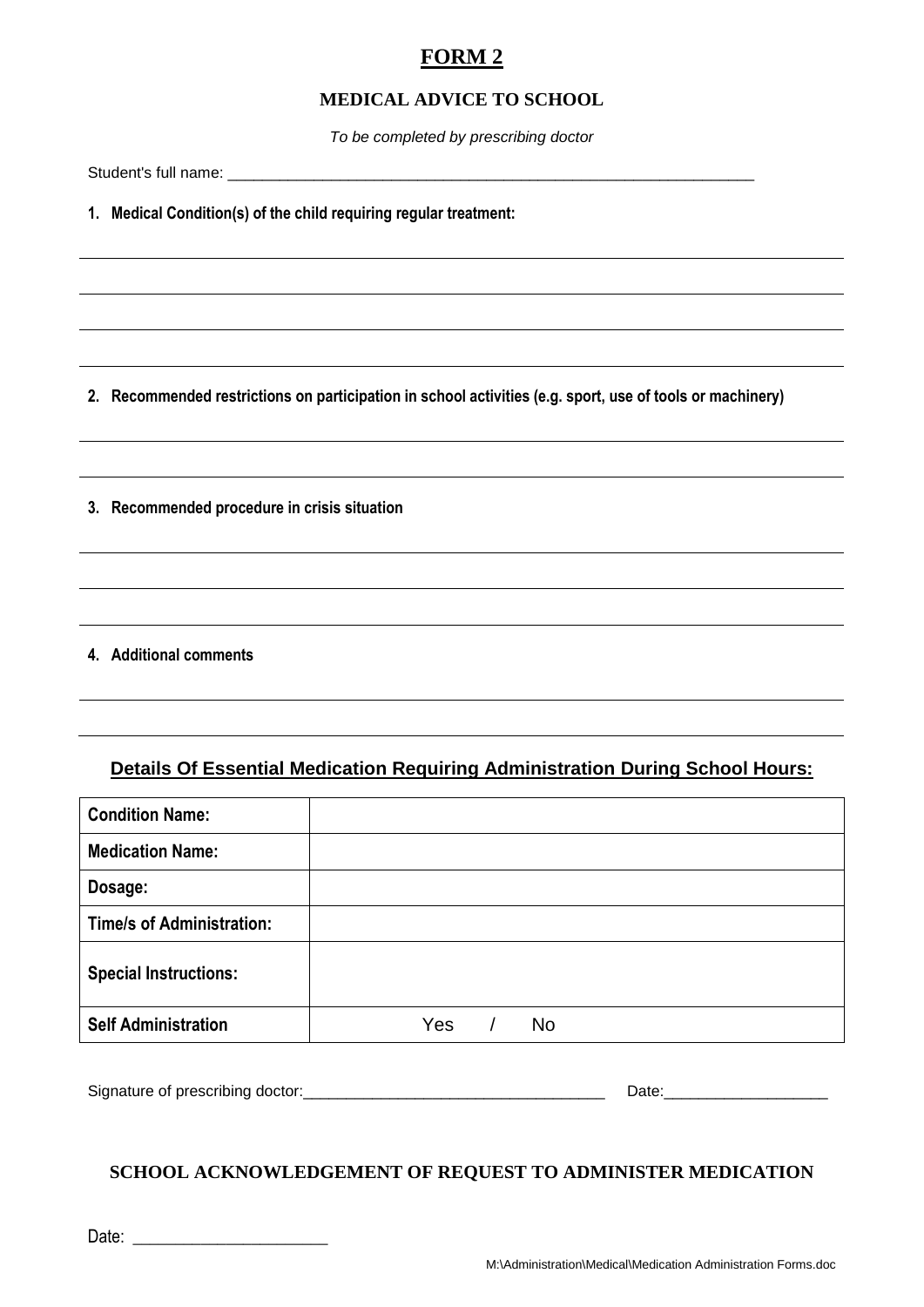# FORM 2

## MEDICAL ADVICE TO SCHOOL

*To be completed by prescribing doctor*

Student's full name: _______________________________________________________________

1. **Medical Condition(s) of the child requiring regular treatment:**

_______________________________________________________________________________

_______________________________________________________________________________

_______________________________________________________________________________

_______________________________________________________________________________

2. **Recommended restrictions on participation in school activities (e.g. sport, use of tools or machinery)**

_______________________________________________________________________________

_______________________________________________________________________________

3. **Recommended procedure in crisis situation**

_______________________________________________________________________________

_______________________________________________________________________________

_______________________________________________________________________________

4. **Additional comments**

_______________________________________________________________________________

_______________________________________________________________________________

## Details Of Essential Medication Requiring Administration During School Hours:

| | |
|---|---|
| **Condition Name:** | |
| **Medication Name:** | |
| **Dosage:** | |
| **Time/s of Administration:** | |
| **Special Instructions:** | |
| **Self Administration** | Yes / No |

Signature of prescribing doctor:___________________________________ Date:___________________

## SCHOOL ACKNOWLEDGEMENT OF REQUEST TO ADMINISTER MEDICATION

Date: ______________________

M:\Administration\Medical\Medication Administration Forms.doc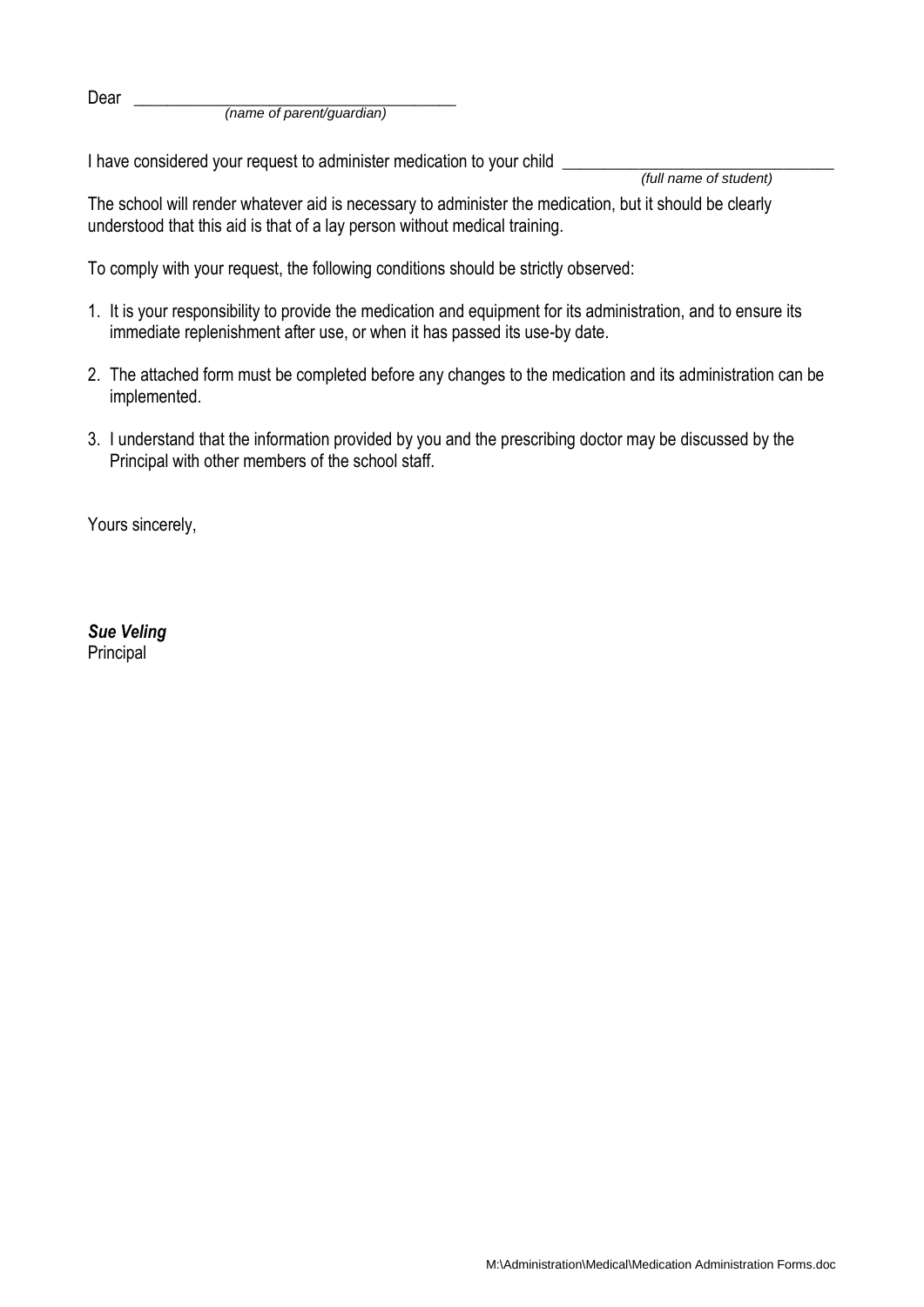Dear ___________________________________
*(name of parent/guardian)*

I have considered your request to administer medication to your child _____________________________
*(full name of student)*

The school will render whatever aid is necessary to administer the medication, but it should be clearly understood that this aid is that of a lay person without medical training.

To comply with your request, the following conditions should be strictly observed:

1. It is your responsibility to provide the medication and equipment for its administration, and to ensure its immediate replenishment after use, or when it has passed its use-by date.
2. The attached form must be completed before any changes to the medication and its administration can be implemented.
3. I understand that the information provided by you and the prescribing doctor may be discussed by the Principal with other members of the school staff.

Yours sincerely,

***Sue Veling***
Principal

M:\Administration\Medical\Medication Administration Forms.doc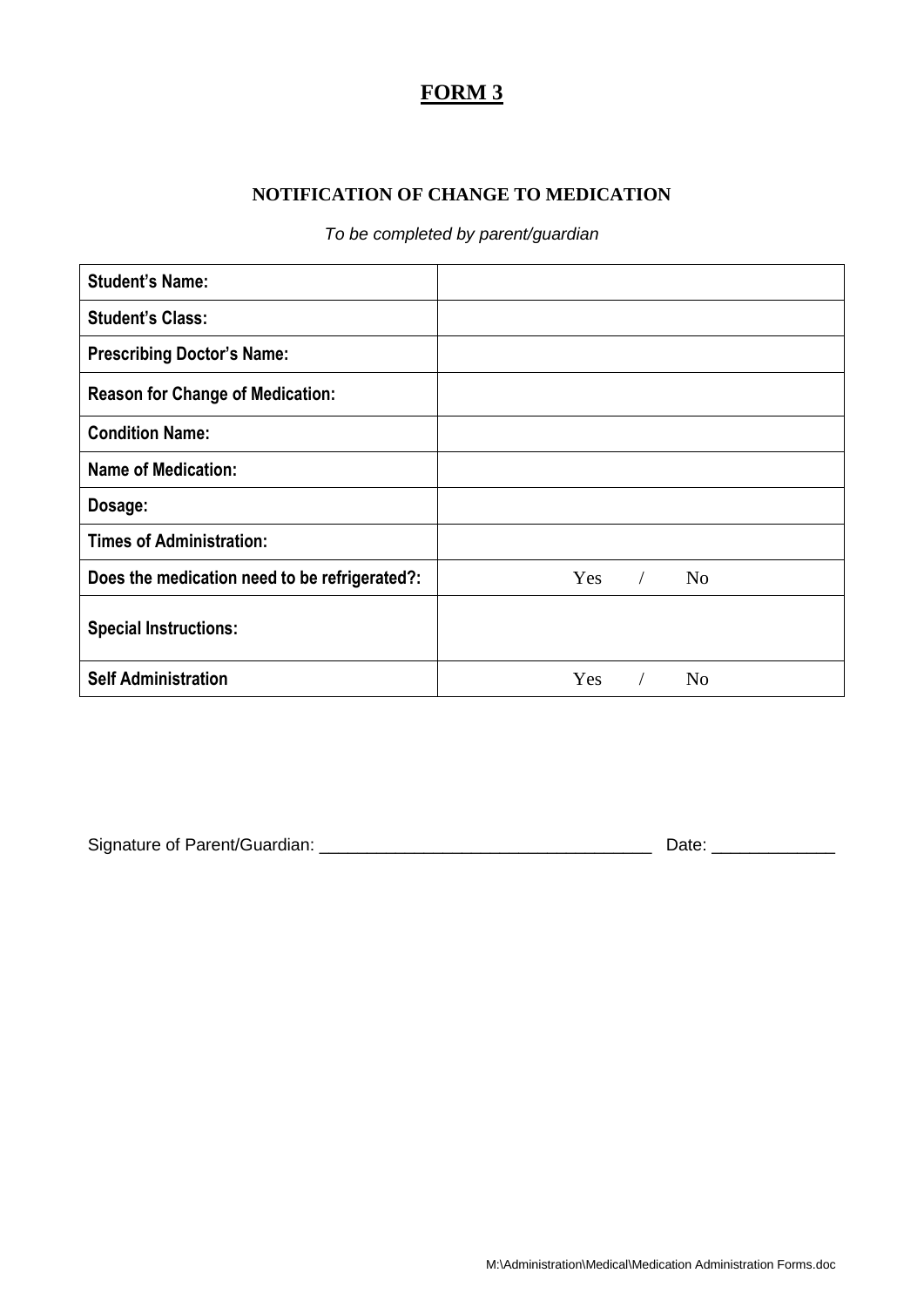# FORM 3

## NOTIFICATION OF CHANGE TO MEDICATION

*To be completed by parent/guardian*

| | |
|---|---|
| **Student's Name:** | |
| **Student's Class:** | |
| **Prescribing Doctor's Name:** | |
| **Reason for Change of Medication:** | |
| **Condition Name:** | |
| **Name of Medication:** | |
| **Dosage:** | |
| **Times of Administration:** | |
| **Does the medication need to be refrigerated?:** | Yes / No |
| **Special Instructions:** | |
| **Self Administration** | Yes / No |

Signature of Parent/Guardian: ___________________________________ Date: _____________

M:\Administration\Medical\Medication Administration Forms.doc